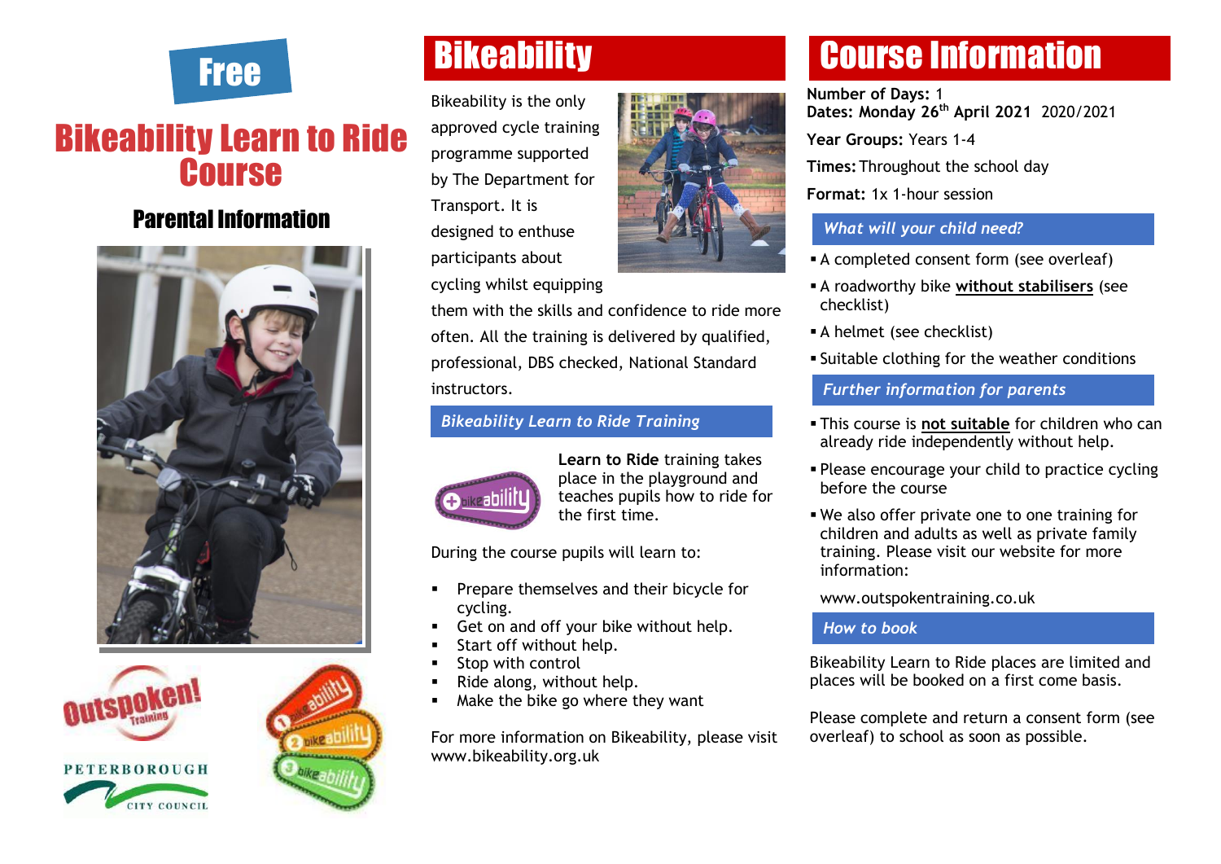Free

# Bikeability Learn to Ride Course

## Parental Information

# Bikeability

Bikeability is the only approved cycle training programme supported by The Department for Transport. It is designed to enthuse participants about cycling whilst equipping them with the skills and confidence to ride more often. All the training is delivered by qualified, professional, DBS checked, National Standard instructors.

### *Bikeability Learn to Ride Training*

**Learn to Ride** training takes place in the playground and teaches pupils how to ride for the first time.

During the course pupils will learn to:

- Prepare themselves and their bicycle for cycling.
- Get on and off your bike without help.
- Start off without help.
- Stop with control
- Ride along, without help.
- Make the bike go where they want

For more information on Bikeability, please visit www.bikeability.org.uk

# Course Information

**Number of Days:** 1
**Dates: Monday 26th April 2021** 2020/2021

**Year Groups:** Years 1-4

**Times:** Throughout the school day

**Format:** 1x 1-hour session

### *What will your child need?*

- A completed consent form (see overleaf)
- A roadworthy bike **without stabilisers** (see checklist)
- A helmet (see checklist)
- Suitable clothing for the weather conditions

### *Further information for parents*

- This course is **not suitable** for children who can already ride independently without help.
- Please encourage your child to practice cycling before the course
- We also offer private one to one training for children and adults as well as private family training. Please visit our website for more information:

www.outspokentraining.co.uk

### *How to book*

Bikeability Learn to Ride places are limited and places will be booked on a first come basis.

Please complete and return a consent form (see overleaf) to school as soon as possible.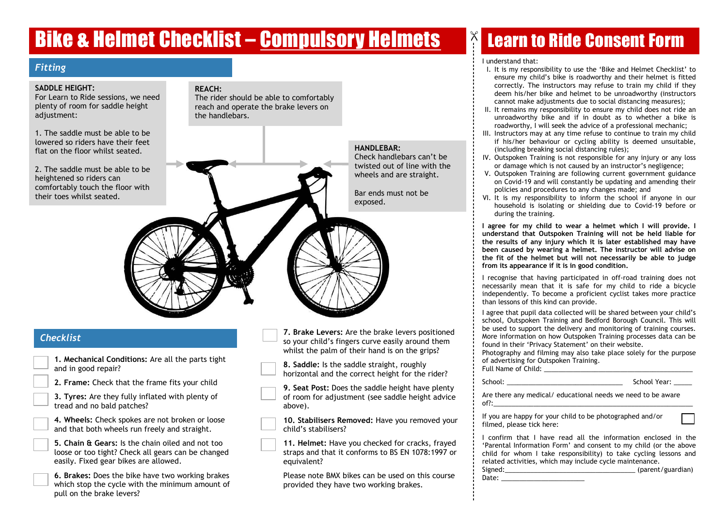# Bike & Helmet Checklist – Compulsory Helmets

## *Fitting*

**SADDLE HEIGHT:**
For Learn to Ride sessions, we need plenty of room for saddle height adjustment:

1. The saddle must be able to be lowered so riders have their feet flat on the floor whilst seated.

2. The saddle must be able to be heightened so riders can comfortably touch the floor with their toes whilst seated.

**REACH:**
The rider should be able to comfortably reach and operate the brake levers on the handlebars.

**HANDLEBAR:**
Check handlebars can't be twisted out of line with the wheels and are straight.

Bar ends must not be exposed.

## *Checklist*

- ☐ **1. Mechanical Conditions:** Are all the parts tight and in good repair?
- ☐ **2. Frame:** Check that the frame fits your child
- ☐ **3. Tyres:** Are they fully inflated with plenty of tread and no bald patches?
- ☐ **4. Wheels:** Check spokes are not broken or loose and that both wheels run freely and straight.
- ☐ **5. Chain & Gears:** Is the chain oiled and not too loose or too tight? Check all gears can be changed easily. Fixed gear bikes are allowed.
- ☐ **6. Brakes:** Does the bike have two working brakes which stop the cycle with the minimum amount of pull on the brake levers?
- ☐ **7. Brake Levers:** Are the brake levers positioned so your child's fingers curve easily around them whilst the palm of their hand is on the grips?
- ☐ **8. Saddle:** Is the saddle straight, roughly horizontal and the correct height for the rider?
- ☐ **9. Seat Post:** Does the saddle height have plenty of room for adjustment (see saddle height advice above).
- ☐ **10. Stabilisers Removed:** Have you removed your child's stabilisers?
- ☐ **11. Helmet:** Have you checked for cracks, frayed straps and that it conforms to BS EN 1078:1997 or equivalent?

Please note BMX bikes can be used on this course provided they have two working brakes.

# Learn to Ride Consent Form

I understand that:

I. It is my responsibility to use the 'Bike and Helmet Checklist' to ensure my child's bike is roadworthy and their helmet is fitted correctly. The instructors may refuse to train my child if they deem his/her bike and helmet to be unroadworthy (instructors cannot make adjustments due to social distancing measures);

II. It remains my responsibility to ensure my child does not ride an unroadworthy bike and if in doubt as to whether a bike is roadworthy, I will seek the advice of a professional mechanic;

III. Instructors may at any time refuse to continue to train my child if his/her behaviour or cycling ability is deemed unsuitable, (including breaking social distancing rules);

IV. Outspoken Training is not responsible for any injury or any loss or damage which is not caused by an instructor's negligence;

V. Outspoken Training are following current government guidance on Covid-19 and will constantly be updating and amending their policies and procedures to any changes made; and

VI. It is my responsibility to inform the school if anyone in our household is isolating or shielding due to Covid-19 before or during the training.

**I agree for my child to wear a helmet which I will provide. I understand that Outspoken Training will not be held liable for the results of any injury which it is later established may have been caused by wearing a helmet. The instructor will advise on the fit of the helmet but will not necessarily be able to judge from its appearance if it is in good condition.**

I recognise that having participated in off-road training does not necessarily mean that it is safe for my child to ride a bicycle independently. To become a proficient cyclist takes more practice than lessons of this kind can provide.

I agree that pupil data collected will be shared between your child's school, Outspoken Training and Bedford Borough Council. This will be used to support the delivery and monitoring of training courses. More information on how Outspoken Training processes data can be found in their 'Privacy Statement' on their website.
Photography and filming may also take place solely for the purpose of advertising for Outspoken Training.

Full Name of Child: ______________________________

School: ______________________________ School Year: _____

Are there any medical/ educational needs we need to be aware of?:______________________________

If you are happy for your child to be photographed and/or filmed, please tick here: ☐

I confirm that I have read all the information enclosed in the 'Parental Information Form' and consent to my child (or the above child for whom I take responsibility) to take cycling lessons and related activities, which may include cycle maintenance.

Signed:______________________________ (parent/guardian)

Date: ______________________